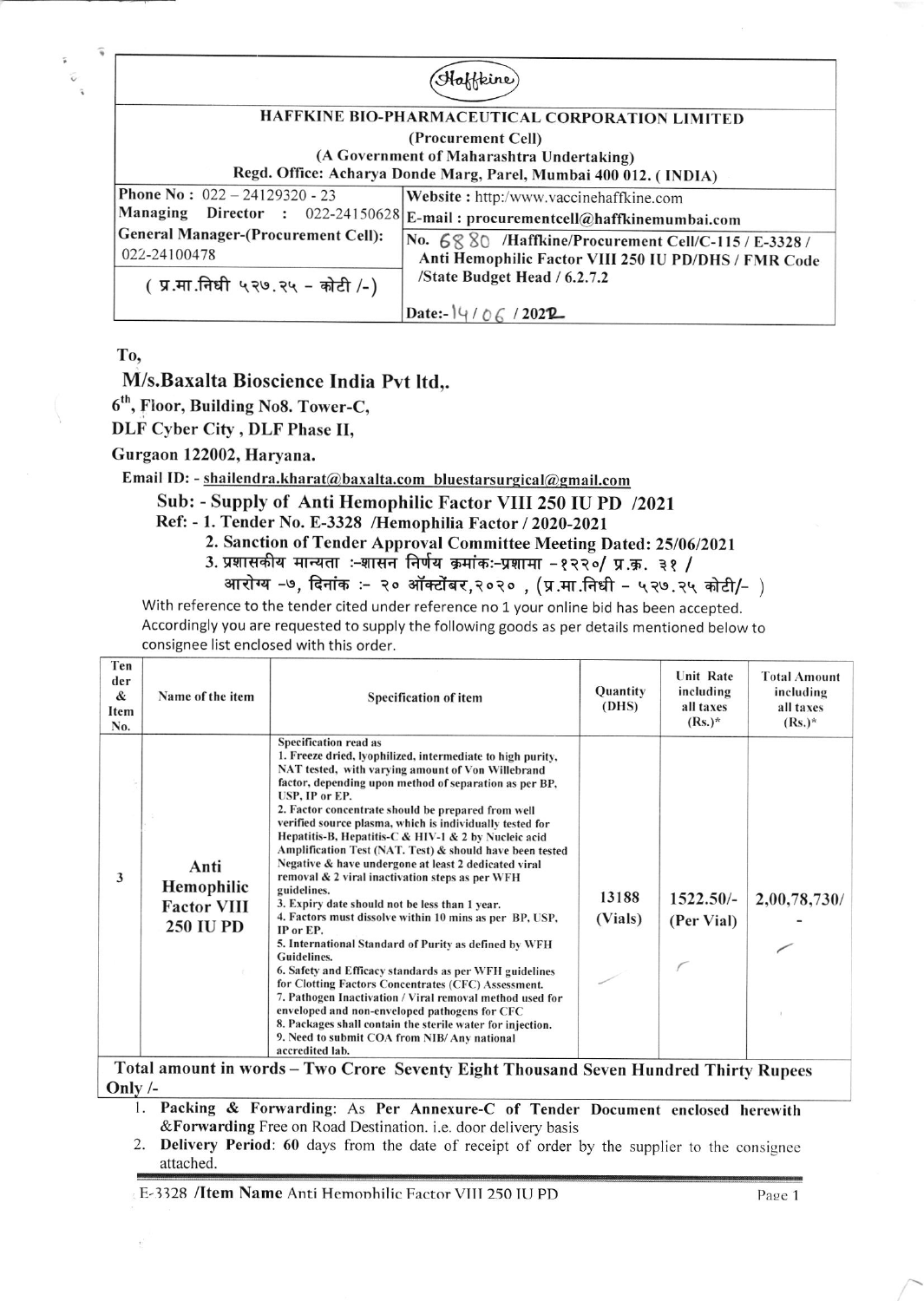Haffkine

# HAFFKINE BIO-PHARMACEUTICAL CORPORATION LIMITED

(Procurement Cell)

(A Government of Maharashtra Undertaking)

Regd. Office: Acharya Donde Marg, Parel, Mumbai 400 012. ( INDIA)

| | |
|---|---|
| Phone No : 022 – 24129320 - 23<br>Managing Director : 022-24150628 | Website : http:/www.vaccinehaffkine.com<br>E-mail : procurementcell@haffkinemumbai.com |
| General Manager-(Procurement Cell): 022-24100478 | No. 6880 /Haffkine/Procurement Cell/C-115 / E-3328 / Anti Hemophilic Factor VIII 250 IU PD/DHS / FMR Code /State Budget Head / 6.2.7.2 |
| ( प्र.मा.निधी ५२७.२५ – कोटी /-) | Date:- 14/06/2022 |

To,

**M/s.Baxalta Bioscience India Pvt ltd,.**

**6th, Floor, Building No8. Tower-C,**

**DLF Cyber City , DLF Phase II,**

**Gurgaon 122002, Haryana.**

Email ID: - shailendra.kharat@baxalta.com bluestarsurgical@gmail.com

**Sub: - Supply of Anti Hemophilic Factor VIII 250 IU PD /2021**

**Ref: - 1. Tender No. E-3328 /Hemophilia Factor / 2020-2021**

**2. Sanction of Tender Approval Committee Meeting Dated: 25/06/2021**

**3. प्रशासकीय मान्यता :-शासन निर्णय क्रमांक:-प्रशामा -१२२०/ प्र.क्र. ३१ / आरोग्य -७, दिनांक :- २० ऑक्टोंबर,२०२० , (प्र.मा.निधी – ५२७.२५ कोटी/- )**

With reference to the tender cited under reference no 1 your online bid has been accepted. Accordingly you are requested to supply the following goods as per details mentioned below to consignee list enclosed with this order.

| Tender & Item No. | Name of the item | Specification of item | Quantity (DHS) | Unit Rate including all taxes (Rs.)* | Total Amount including all taxes (Rs.)* |
|---|---|---|---|---|---|
| 3 | Anti Hemophilic Factor VIII 250 IU PD | Specification read as<br>1. Freeze dried, lyophilized, intermediate to high purity, NAT tested, with varying amount of Von Willebrand factor, depending upon method of separation as per BP, USP, IP or EP.<br>2. Factor concentrate should be prepared from well verified source plasma, which is individually tested for Hepatitis-B, Hepatitis-C & HIV-1 & 2 by Nucleic acid Amplification Test (NAT. Test) & should have been tested Negative & have undergone at least 2 dedicated viral removal & 2 viral inactivation steps as per WFH guidelines.<br>3. Expiry date should not be less than 1 year.<br>4. Factors must dissolve within 10 mins as per BP, USP, IP or EP.<br>5. International Standard of Purity as defined by WFH Guidelines.<br>6. Safety and Efficacy standards as per WFH guidelines for Clotting Factors Concentrates (CFC) Assessment.<br>7. Pathogen Inactivation / Viral removal method used for enveloped and non-enveloped pathogens for CFC<br>8. Packages shall contain the sterile water for injection.<br>9. Need to submit COA from NIB/ Any national accredited lab. | 13188 (Vials) | 1522.50/- (Per Vial) | 2,00,78,730/- |

**Total amount in words – Two Crore Seventy Eight Thousand Seven Hundred Thirty Rupees Only /-**

1. **Packing & Forwarding**: As Per Annexure-C of Tender Document enclosed herewith &**Forwarding** Free on Road Destination. i.e. door delivery basis
2. **Delivery Period**: 60 days from the date of receipt of order by the supplier to the consignee attached.

E-3328 /**Item Name** Anti Hemophilic Factor VIII 250 IU PD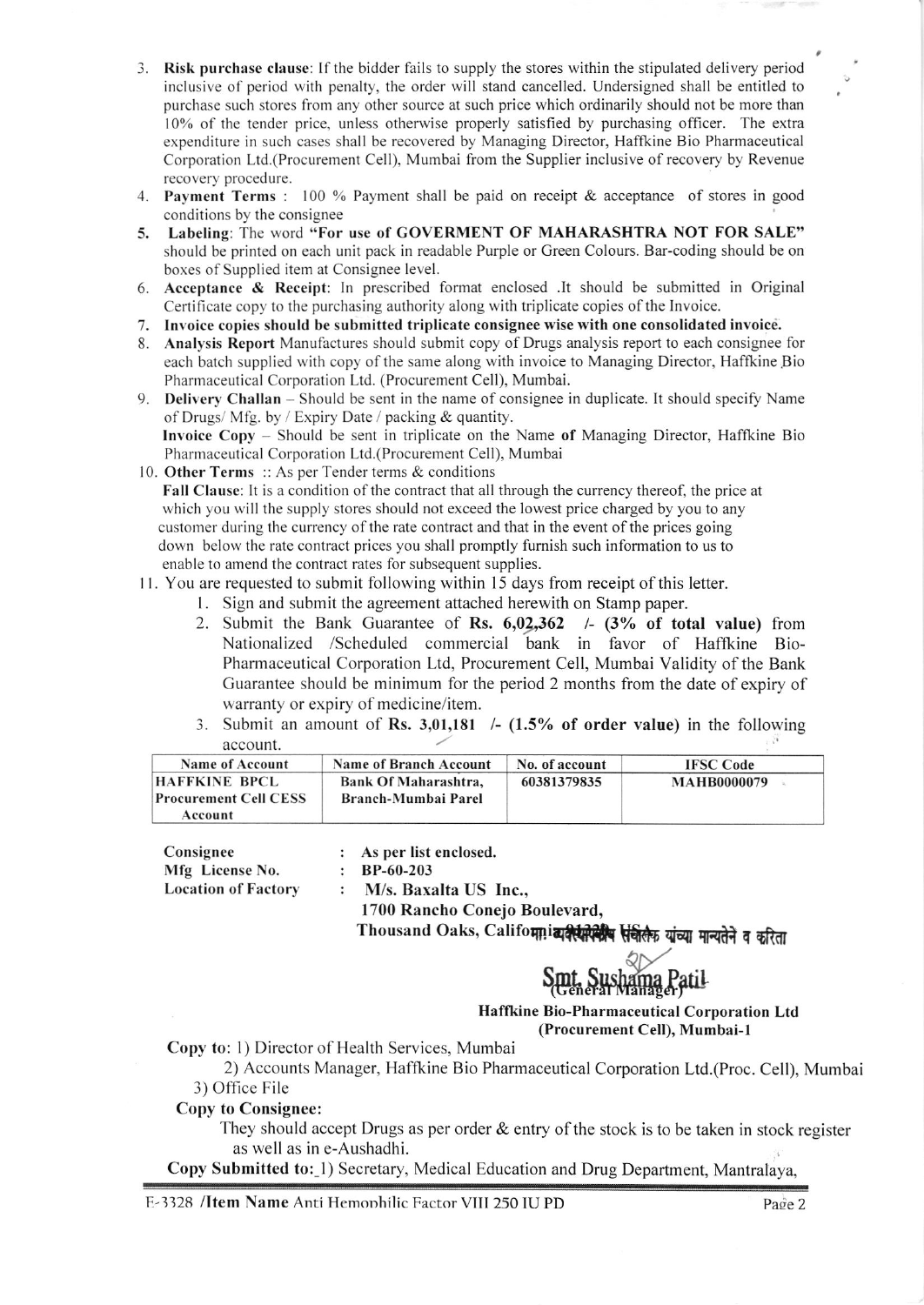3. **Risk purchase clause**: If the bidder fails to supply the stores within the stipulated delivery period inclusive of period with penalty, the order will stand cancelled. Undersigned shall be entitled to purchase such stores from any other source at such price which ordinarily should not be more than 10% of the tender price, unless otherwise properly satisfied by purchasing officer. The extra expenditure in such cases shall be recovered by Managing Director, Haffkine Bio Pharmaceutical Corporation Ltd.(Procurement Cell), Mumbai from the Supplier inclusive of recovery by Revenue recovery procedure.
4. **Payment Terms** : 100 % Payment shall be paid on receipt & acceptance of stores in good conditions by the consignee
5. **Labeling**: The word **"For use of GOVERMENT OF MAHARASHTRA NOT FOR SALE"** should be printed on each unit pack in readable Purple or Green Colours. Bar-coding should be on boxes of Supplied item at Consignee level.
6. **Acceptance & Receipt**: In prescribed format enclosed .It should be submitted in Original Certificate copy to the purchasing authority along with triplicate copies of the Invoice.
7. **Invoice copies should be submitted triplicate consignee wise with one consolidated invoice.**
8. **Analysis Report** Manufactures should submit copy of Drugs analysis report to each consignee for each batch supplied with copy of the same along with invoice to Managing Director, Haffkine Bio Pharmaceutical Corporation Ltd. (Procurement Cell), Mumbai.
9. **Delivery Challan** – Should be sent in the name of consignee in duplicate. It should specify Name of Drugs/ Mfg. by / Expiry Date / packing & quantity.
   **Invoice Copy** – Should be sent in triplicate on the Name **of** Managing Director, Haffkine Bio Pharmaceutical Corporation Ltd.(Procurement Cell), Mumbai
10. **Other Terms** :: As per Tender terms & conditions
    **Fall Clause**: It is a condition of the contract that all through the currency thereof, the price at which you will the supply stores should not exceed the lowest price charged by you to any customer during the currency of the rate contract and that in the event of the prices going down below the rate contract prices you shall promptly furnish such information to us to enable to amend the contract rates for subsequent supplies.
11. You are requested to submit following within 15 days from receipt of this letter.
    1. Sign and submit the agreement attached herewith on Stamp paper.
    2. Submit the Bank Guarantee of **Rs. 6,02,362 /- (3% of total value)** from Nationalized /Scheduled commercial bank in favor of Haffkine Bio-Pharmaceutical Corporation Ltd, Procurement Cell, Mumbai Validity of the Bank Guarantee should be minimum for the period 2 months from the date of expiry of warranty or expiry of medicine/item.
    3. Submit an amount of **Rs. 3,01,181 /- (1.5% of order value)** in the following account.

| Name of Account | Name of Branch Account | No. of account | IFSC Code |
|---|---|---|---|
| **HAFFKINE BPCL Procurement Cell CESS Account** | **Bank Of Maharashtra, Branch-Mumbai Parel** | **60381379835** | **MAHB0000079** |

**Consignee** : **As per list enclosed.**
**Mfg License No.** : **BP-60-203**
**Location of Factory** : **M/s. Baxalta US Inc., 1700 Rancho Conejo Boulevard, Thousand Oaks, California 91320 USA** व्यवस्थापकीय संचालक यांच्या मान्यतेने व करिता

**Smt. Sushama Patil**
**(General Manager)**
**Haffkine Bio-Pharmaceutical Corporation Ltd**
**(Procurement Cell), Mumbai-1**

**Copy to**: 1) Director of Health Services, Mumbai
2) Accounts Manager, Haffkine Bio Pharmaceutical Corporation Ltd.(Proc. Cell), Mumbai
3) Office File

**Copy to Consignee:**
They should accept Drugs as per order & entry of the stock is to be taken in stock register as well as in e-Aushadhi.

**Copy Submitted to:** 1) Secretary, Medical Education and Drug Department, Mantralaya,

E-3328 /**Item Name** Anti Hemophilic Factor VIII 250 IU PD